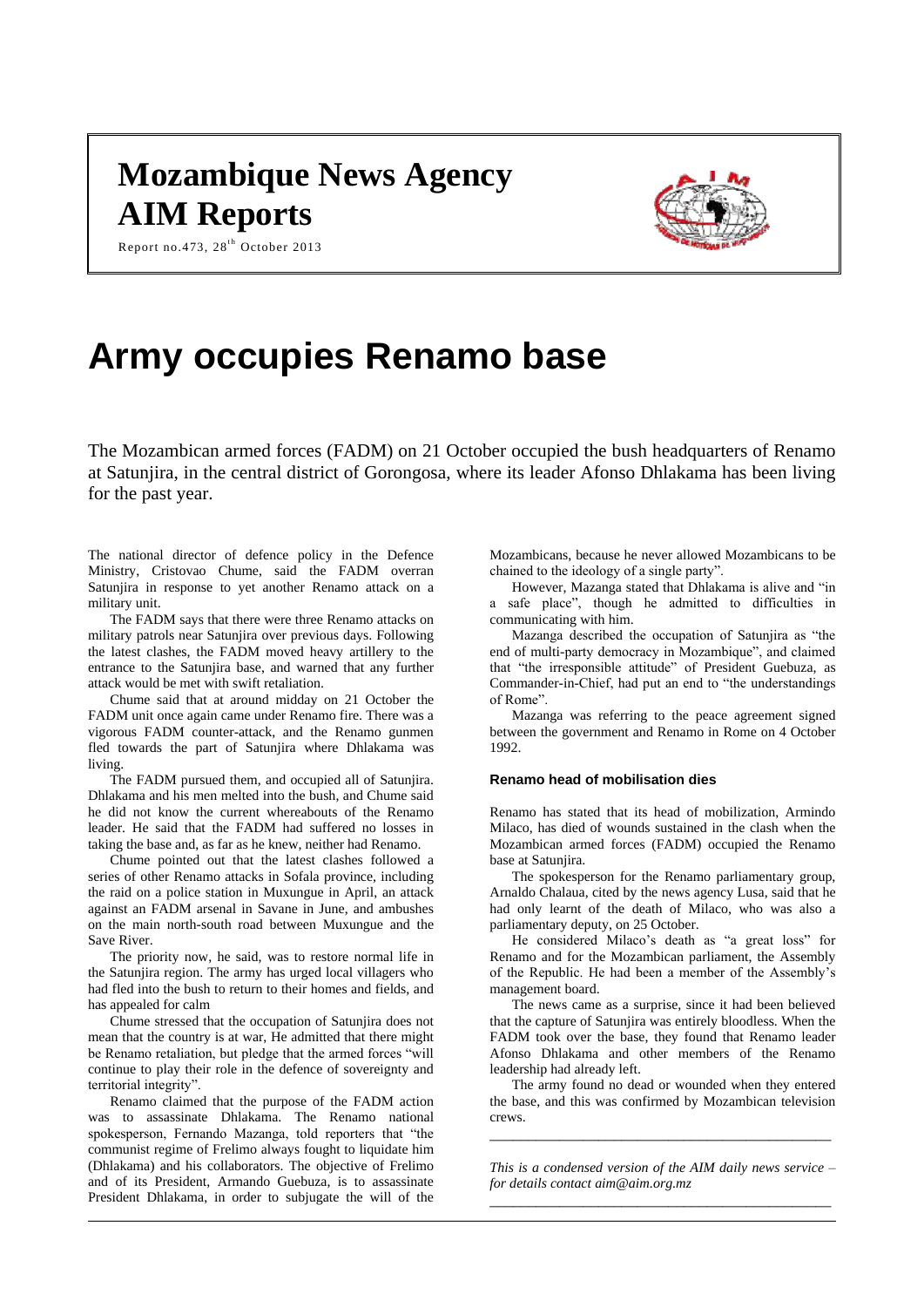# Mozambique News Agency
# AIM Reports

Report no.473, 28th October 2013

# Army occupies Renamo base

The Mozambican armed forces (FADM) on 21 October occupied the bush headquarters of Renamo at Satunjira, in the central district of Gorongosa, where its leader Afonso Dhlakama has been living for the past year.

The national director of defence policy in the Defence Ministry, Cristovao Chume, said the FADM overran Satunjira in response to yet another Renamo attack on a military unit.

The FADM says that there were three Renamo attacks on military patrols near Satunjira over previous days. Following the latest clashes, the FADM moved heavy artillery to the entrance to the Satunjira base, and warned that any further attack would be met with swift retaliation.

Chume said that at around midday on 21 October the FADM unit once again came under Renamo fire. There was a vigorous FADM counter-attack, and the Renamo gunmen fled towards the part of Satunjira where Dhlakama was living.

The FADM pursued them, and occupied all of Satunjira. Dhlakama and his men melted into the bush, and Chume said he did not know the current whereabouts of the Renamo leader. He said that the FADM had suffered no losses in taking the base and, as far as he knew, neither had Renamo.

Chume pointed out that the latest clashes followed a series of other Renamo attacks in Sofala province, including the raid on a police station in Muxungue in April, an attack against an FADM arsenal in Savane in June, and ambushes on the main north-south road between Muxungue and the Save River.

The priority now, he said, was to restore normal life in the Satunjira region. The army has urged local villagers who had fled into the bush to return to their homes and fields, and has appealed for calm

Chume stressed that the occupation of Satunjira does not mean that the country is at war, He admitted that there might be Renamo retaliation, but pledge that the armed forces "will continue to play their role in the defence of sovereignty and territorial integrity".

Renamo claimed that the purpose of the FADM action was to assassinate Dhlakama. The Renamo national spokesperson, Fernando Mazanga, told reporters that "the communist regime of Frelimo always fought to liquidate him (Dhlakama) and his collaborators. The objective of Frelimo and of its President, Armando Guebuza, is to assassinate President Dhlakama, in order to subjugate the will of the Mozambicans, because he never allowed Mozambicans to be chained to the ideology of a single party".

However, Mazanga stated that Dhlakama is alive and "in a safe place", though he admitted to difficulties in communicating with him.

Mazanga described the occupation of Satunjira as "the end of multi-party democracy in Mozambique", and claimed that "the irresponsible attitude" of President Guebuza, as Commander-in-Chief, had put an end to "the understandings of Rome".

Mazanga was referring to the peace agreement signed between the government and Renamo in Rome on 4 October 1992.

### Renamo head of mobilisation dies

Renamo has stated that its head of mobilization, Armindo Milaco, has died of wounds sustained in the clash when the Mozambican armed forces (FADM) occupied the Renamo base at Satunjira.

The spokesperson for the Renamo parliamentary group, Arnaldo Chalaua, cited by the news agency Lusa, said that he had only learnt of the death of Milaco, who was also a parliamentary deputy, on 25 October.

He considered Milaco's death as "a great loss" for Renamo and for the Mozambican parliament, the Assembly of the Republic. He had been a member of the Assembly's management board.

The news came as a surprise, since it had been believed that the capture of Satunjira was entirely bloodless. When the FADM took over the base, they found that Renamo leader Afonso Dhlakama and other members of the Renamo leadership had already left.

The army found no dead or wounded when they entered the base, and this was confirmed by Mozambican television crews.

---

*This is a condensed version of the AIM daily news service – for details contact aim@aim.org.mz*

---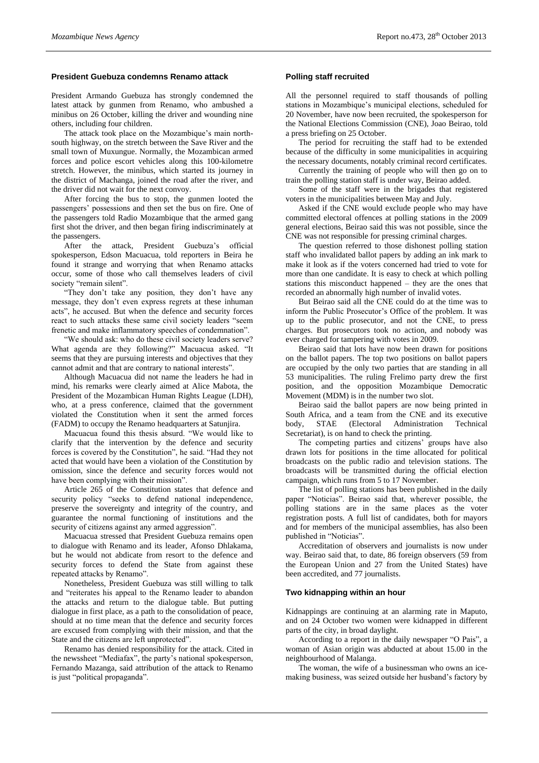## President Guebuza condemns Renamo attack

President Armando Guebuza has strongly condemned the latest attack by gunmen from Renamo, who ambushed a minibus on 26 October, killing the driver and wounding nine others, including four children.

The attack took place on the Mozambique's main north-south highway, on the stretch between the Save River and the small town of Muxungue. Normally, the Mozambican armed forces and police escort vehicles along this 100-kilometre stretch. However, the minibus, which started its journey in the district of Machanga, joined the road after the river, and the driver did not wait for the next convoy.

After forcing the bus to stop, the gunmen looted the passengers' possessions and then set the bus on fire. One of the passengers told Radio Mozambique that the armed gang first shot the driver, and then began firing indiscriminately at the passengers.

After the attack, President Guebuza's official spokesperson, Edson Macuacua, told reporters in Beira he found it strange and worrying that when Renamo attacks occur, some of those who call themselves leaders of civil society "remain silent".

"They don't take any position, they don't have any message, they don't even express regrets at these inhuman acts", he accused. But when the defence and security forces react to such attacks these same civil society leaders "seem frenetic and make inflammatory speeches of condemnation".

"We should ask: who do these civil society leaders serve? What agenda are they following?" Macuacua asked. "It seems that they are pursuing interests and objectives that they cannot admit and that are contrary to national interests".

Although Macuacua did not name the leaders he had in mind, his remarks were clearly aimed at Alice Mabota, the President of the Mozambican Human Rights League (LDH), who, at a press conference, claimed that the government violated the Constitution when it sent the armed forces (FADM) to occupy the Renamo headquarters at Satunjira.

Macuacua found this thesis absurd. "We would like to clarify that the intervention by the defence and security forces is covered by the Constitution", he said. "Had they not acted that would have been a violation of the Constitution by omission, since the defence and security forces would not have been complying with their mission".

Article 265 of the Constitution states that defence and security policy "seeks to defend national independence, preserve the sovereignty and integrity of the country, and guarantee the normal functioning of institutions and the security of citizens against any armed aggression".

Macuacua stressed that President Guebuza remains open to dialogue with Renamo and its leader, Afonso Dhlakama, but he would not abdicate from resort to the defence and security forces to defend the State from against these repeated attacks by Renamo".

Nonetheless, President Guebuza was still willing to talk and "reiterates his appeal to the Renamo leader to abandon the attacks and return to the dialogue table. But putting dialogue in first place, as a path to the consolidation of peace, should at no time mean that the defence and security forces are excused from complying with their mission, and that the State and the citizens are left unprotected".

Renamo has denied responsibility for the attack. Cited in the newssheet "Mediafax", the party's national spokesperson, Fernando Mazanga, said attribution of the attack to Renamo is just "political propaganda".

## Polling staff recruited

All the personnel required to staff thousands of polling stations in Mozambique's municipal elections, scheduled for 20 November, have now been recruited, the spokesperson for the National Elections Commission (CNE), Joao Beirao, told a press briefing on 25 October.

The period for recruiting the staff had to be extended because of the difficulty in some municipalities in acquiring the necessary documents, notably criminal record certificates.

Currently the training of people who will then go on to train the polling station staff is under way, Beirao added.

Some of the staff were in the brigades that registered voters in the municipalities between May and July.

Asked if the CNE would exclude people who may have committed electoral offences at polling stations in the 2009 general elections, Beirao said this was not possible, since the CNE was not responsible for pressing criminal charges.

The question referred to those dishonest polling station staff who invalidated ballot papers by adding an ink mark to make it look as if the voters concerned had tried to vote for more than one candidate. It is easy to check at which polling stations this misconduct happened – they are the ones that recorded an abnormally high number of invalid votes.

But Beirao said all the CNE could do at the time was to inform the Public Prosecutor's Office of the problem. It was up to the public prosecutor, and not the CNE, to press charges. But prosecutors took no action, and nobody was ever charged for tampering with votes in 2009.

Beirao said that lots have now been drawn for positions on the ballot papers. The top two positions on ballot papers are occupied by the only two parties that are standing in all 53 municipalities. The ruling Frelimo party drew the first position, and the opposition Mozambique Democratic Movement (MDM) is in the number two slot.

Beirao said the ballot papers are now being printed in South Africa, and a team from the CNE and its executive body, STAE (Electoral Administration Technical Secretariat), is on hand to check the printing.

The competing parties and citizens' groups have also drawn lots for positions in the time allocated for political broadcasts on the public radio and television stations. The broadcasts will be transmitted during the official election campaign, which runs from 5 to 17 November.

The list of polling stations has been published in the daily paper "Noticias". Beirao said that, wherever possible, the polling stations are in the same places as the voter registration posts. A full list of candidates, both for mayors and for members of the municipal assemblies, has also been published in "Noticias".

Accreditation of observers and journalists is now under way. Beirao said that, to date, 86 foreign observers (59 from the European Union and 27 from the United States) have been accredited, and 77 journalists.

## Two kidnapping within an hour

Kidnappings are continuing at an alarming rate in Maputo, and on 24 October two women were kidnapped in different parts of the city, in broad daylight.

According to a report in the daily newspaper "O Pais", a woman of Asian origin was abducted at about 15.00 in the neighbourhood of Malanga.

The woman, the wife of a businessman who owns an ice-making business, was seized outside her husband's factory by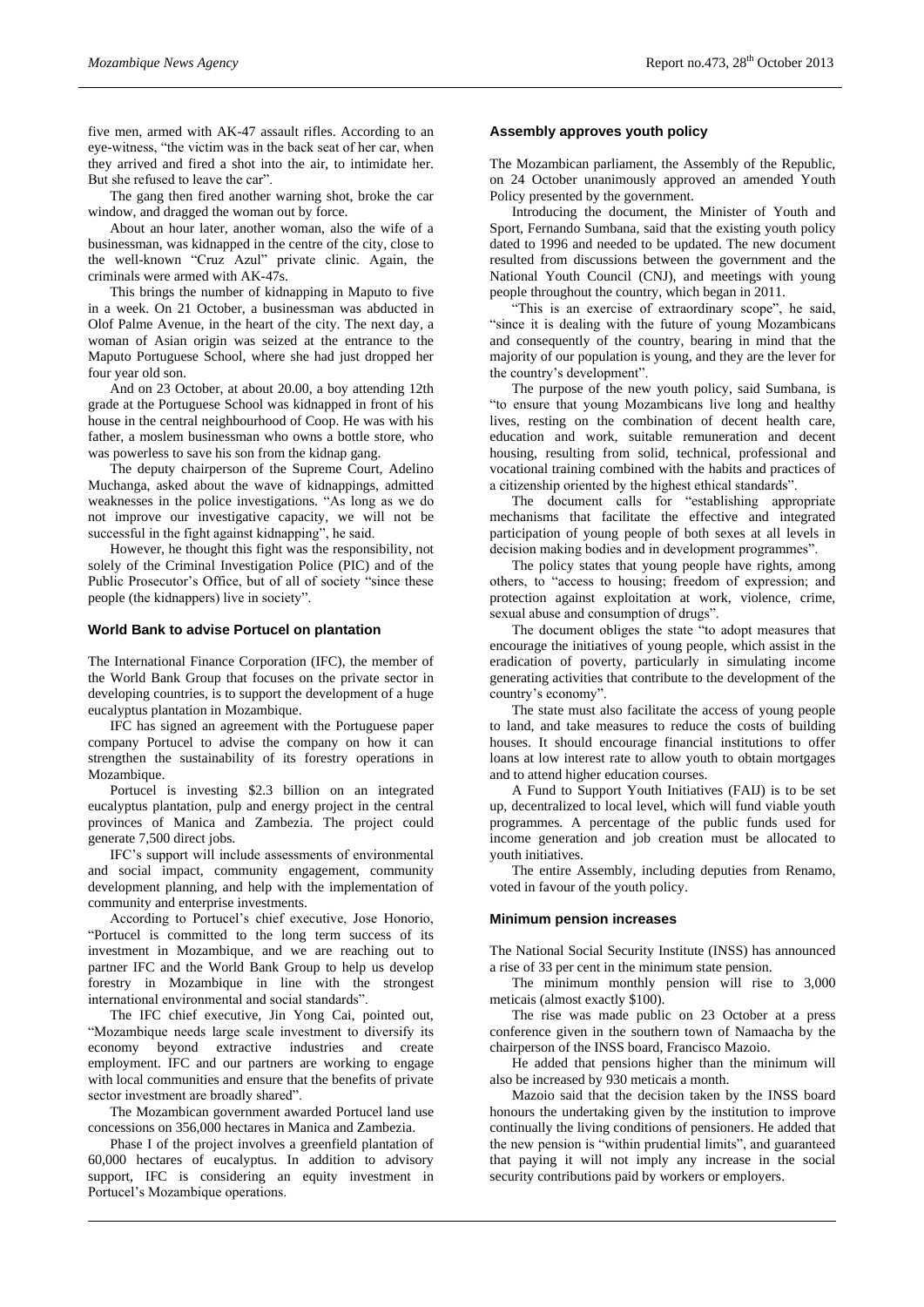five men, armed with AK-47 assault rifles. According to an eye-witness, "the victim was in the back seat of her car, when they arrived and fired a shot into the air, to intimidate her. But she refused to leave the car".

The gang then fired another warning shot, broke the car window, and dragged the woman out by force.

About an hour later, another woman, also the wife of a businessman, was kidnapped in the centre of the city, close to the well-known "Cruz Azul" private clinic. Again, the criminals were armed with AK-47s.

This brings the number of kidnapping in Maputo to five in a week. On 21 October, a businessman was abducted in Olof Palme Avenue, in the heart of the city. The next day, a woman of Asian origin was seized at the entrance to the Maputo Portuguese School, where she had just dropped her four year old son.

And on 23 October, at about 20.00, a boy attending 12th grade at the Portuguese School was kidnapped in front of his house in the central neighbourhood of Coop. He was with his father, a moslem businessman who owns a bottle store, who was powerless to save his son from the kidnap gang.

The deputy chairperson of the Supreme Court, Adelino Muchanga, asked about the wave of kidnappings, admitted weaknesses in the police investigations. "As long as we do not improve our investigative capacity, we will not be successful in the fight against kidnapping", he said.

However, he thought this fight was the responsibility, not solely of the Criminal Investigation Police (PIC) and of the Public Prosecutor's Office, but of all of society "since these people (the kidnappers) live in society".

### World Bank to advise Portucel on plantation

The International Finance Corporation (IFC), the member of the World Bank Group that focuses on the private sector in developing countries, is to support the development of a huge eucalyptus plantation in Mozambique.

IFC has signed an agreement with the Portuguese paper company Portucel to advise the company on how it can strengthen the sustainability of its forestry operations in Mozambique.

Portucel is investing $2.3 billion on an integrated eucalyptus plantation, pulp and energy project in the central provinces of Manica and Zambezia. The project could generate 7,500 direct jobs.

IFC's support will include assessments of environmental and social impact, community engagement, community development planning, and help with the implementation of community and enterprise investments.

According to Portucel's chief executive, Jose Honorio, "Portucel is committed to the long term success of its investment in Mozambique, and we are reaching out to partner IFC and the World Bank Group to help us develop forestry in Mozambique in line with the strongest international environmental and social standards".

The IFC chief executive, Jin Yong Cai, pointed out, "Mozambique needs large scale investment to diversify its economy beyond extractive industries and create employment. IFC and our partners are working to engage with local communities and ensure that the benefits of private sector investment are broadly shared".

The Mozambican government awarded Portucel land use concessions on 356,000 hectares in Manica and Zambezia.

Phase I of the project involves a greenfield plantation of 60,000 hectares of eucalyptus. In addition to advisory support, IFC is considering an equity investment in Portucel's Mozambique operations.

### Assembly approves youth policy

The Mozambican parliament, the Assembly of the Republic, on 24 October unanimously approved an amended Youth Policy presented by the government.

Introducing the document, the Minister of Youth and Sport, Fernando Sumbana, said that the existing youth policy dated to 1996 and needed to be updated. The new document resulted from discussions between the government and the National Youth Council (CNJ), and meetings with young people throughout the country, which began in 2011.

"This is an exercise of extraordinary scope", he said, "since it is dealing with the future of young Mozambicans and consequently of the country, bearing in mind that the majority of our population is young, and they are the lever for the country's development".

The purpose of the new youth policy, said Sumbana, is "to ensure that young Mozambicans live long and healthy lives, resting on the combination of decent health care, education and work, suitable remuneration and decent housing, resulting from solid, technical, professional and vocational training combined with the habits and practices of a citizenship oriented by the highest ethical standards".

The document calls for "establishing appropriate mechanisms that facilitate the effective and integrated participation of young people of both sexes at all levels in decision making bodies and in development programmes".

The policy states that young people have rights, among others, to "access to housing; freedom of expression; and protection against exploitation at work, violence, crime, sexual abuse and consumption of drugs".

The document obliges the state "to adopt measures that encourage the initiatives of young people, which assist in the eradication of poverty, particularly in simulating income generating activities that contribute to the development of the country's economy".

The state must also facilitate the access of young people to land, and take measures to reduce the costs of building houses. It should encourage financial institutions to offer loans at low interest rate to allow youth to obtain mortgages and to attend higher education courses.

A Fund to Support Youth Initiatives (FAIJ) is to be set up, decentralized to local level, which will fund viable youth programmes. A percentage of the public funds used for income generation and job creation must be allocated to youth initiatives.

The entire Assembly, including deputies from Renamo, voted in favour of the youth policy.

### Minimum pension increases

The National Social Security Institute (INSS) has announced a rise of 33 per cent in the minimum state pension.

The minimum monthly pension will rise to 3,000 meticais (almost exactly $100).

The rise was made public on 23 October at a press conference given in the southern town of Namaacha by the chairperson of the INSS board, Francisco Mazoio.

He added that pensions higher than the minimum will also be increased by 930 meticais a month.

Mazoio said that the decision taken by the INSS board honours the undertaking given by the institution to improve continually the living conditions of pensioners. He added that the new pension is "within prudential limits", and guaranteed that paying it will not imply any increase in the social security contributions paid by workers or employers.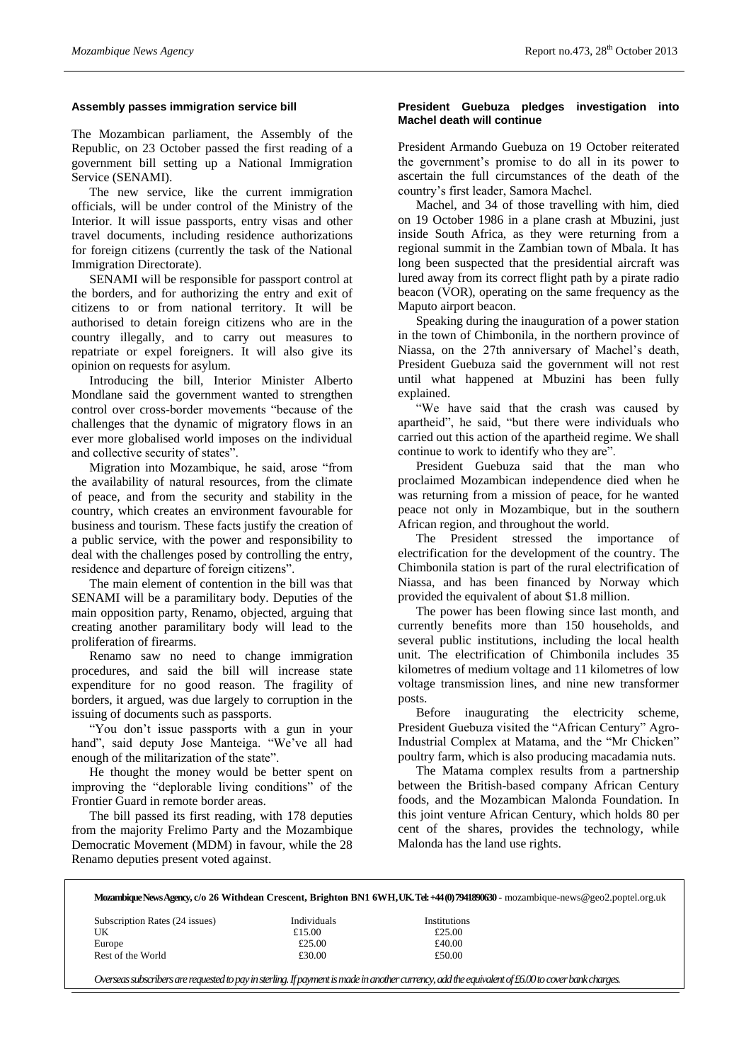## Assembly passes immigration service bill

The Mozambican parliament, the Assembly of the Republic, on 23 October passed the first reading of a government bill setting up a National Immigration Service (SENAMI).

The new service, like the current immigration officials, will be under control of the Ministry of the Interior. It will issue passports, entry visas and other travel documents, including residence authorizations for foreign citizens (currently the task of the National Immigration Directorate).

SENAMI will be responsible for passport control at the borders, and for authorizing the entry and exit of citizens to or from national territory. It will be authorised to detain foreign citizens who are in the country illegally, and to carry out measures to repatriate or expel foreigners. It will also give its opinion on requests for asylum.

Introducing the bill, Interior Minister Alberto Mondlane said the government wanted to strengthen control over cross-border movements "because of the challenges that the dynamic of migratory flows in an ever more globalised world imposes on the individual and collective security of states".

Migration into Mozambique, he said, arose "from the availability of natural resources, from the climate of peace, and from the security and stability in the country, which creates an environment favourable for business and tourism. These facts justify the creation of a public service, with the power and responsibility to deal with the challenges posed by controlling the entry, residence and departure of foreign citizens".

The main element of contention in the bill was that SENAMI will be a paramilitary body. Deputies of the main opposition party, Renamo, objected, arguing that creating another paramilitary body will lead to the proliferation of firearms.

Renamo saw no need to change immigration procedures, and said the bill will increase state expenditure for no good reason. The fragility of borders, it argued, was due largely to corruption in the issuing of documents such as passports.

"You don't issue passports with a gun in your hand", said deputy Jose Manteiga. "We've all had enough of the militarization of the state".

He thought the money would be better spent on improving the "deplorable living conditions" of the Frontier Guard in remote border areas.

The bill passed its first reading, with 178 deputies from the majority Frelimo Party and the Mozambique Democratic Movement (MDM) in favour, while the 28 Renamo deputies present voted against.

## President Guebuza pledges investigation into Machel death will continue

President Armando Guebuza on 19 October reiterated the government's promise to do all in its power to ascertain the full circumstances of the death of the country's first leader, Samora Machel.

Machel, and 34 of those travelling with him, died on 19 October 1986 in a plane crash at Mbuzini, just inside South Africa, as they were returning from a regional summit in the Zambian town of Mbala. It has long been suspected that the presidential aircraft was lured away from its correct flight path by a pirate radio beacon (VOR), operating on the same frequency as the Maputo airport beacon.

Speaking during the inauguration of a power station in the town of Chimbonila, in the northern province of Niassa, on the 27th anniversary of Machel's death, President Guebuza said the government will not rest until what happened at Mbuzini has been fully explained.

"We have said that the crash was caused by apartheid", he said, "but there were individuals who carried out this action of the apartheid regime. We shall continue to work to identify who they are".

President Guebuza said that the man who proclaimed Mozambican independence died when he was returning from a mission of peace, for he wanted peace not only in Mozambique, but in the southern African region, and throughout the world.

The President stressed the importance of electrification for the development of the country. The Chimbonila station is part of the rural electrification of Niassa, and has been financed by Norway which provided the equivalent of about $1.8 million.

The power has been flowing since last month, and currently benefits more than 150 households, and several public institutions, including the local health unit. The electrification of Chimbonila includes 35 kilometres of medium voltage and 11 kilometres of low voltage transmission lines, and nine new transformer posts.

Before inaugurating the electricity scheme, President Guebuza visited the "African Century" Agro-Industrial Complex at Matama, and the "Mr Chicken" poultry farm, which is also producing macadamia nuts.

The Matama complex results from a partnership between the British-based company African Century foods, and the Mozambican Malonda Foundation. In this joint venture African Century, which holds 80 per cent of the shares, provides the technology, while Malonda has the land use rights.

**Mozambique News Agency, c/o 26 Withdean Crescent, Brighton BN1 6WH, UK. Tel: +44 (0) 7941890630 -** mozambique-news@geo2.poptel.org.uk

| Subscription Rates (24 issues) | Individuals | Institutions |
|---|---|---|
| UK | £15.00 | £25.00 |
| Europe | £25.00 | £40.00 |
| Rest of the World | £30.00 | £50.00 |

*Overseas subscribers are requested to pay in sterling. If payment is made in another currency, add the equivalent of £6.00 to cover bank charges.*